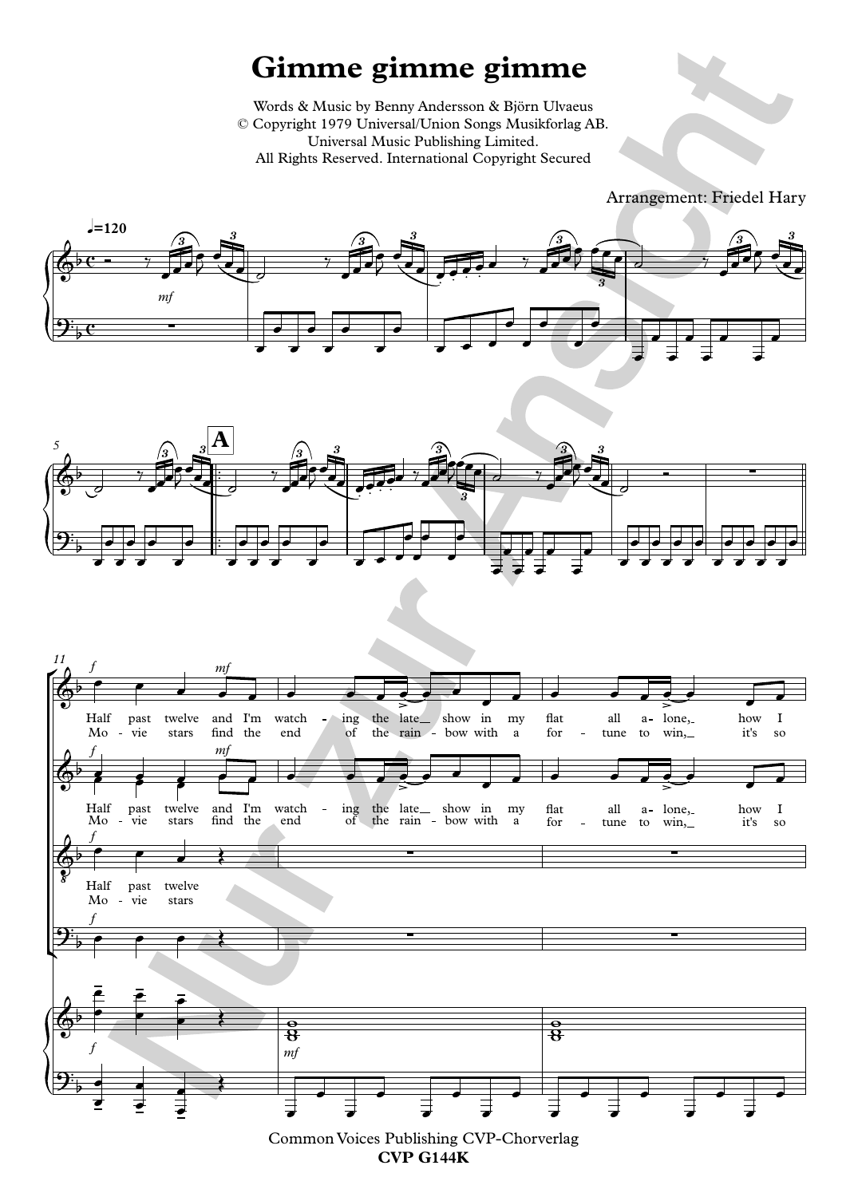# Gimme gimme gimme

Words & Music by Benny Andersson & Björn Ulvaeus
© Copyright 1979 Universal/Union Songs Musikforlag AB.
Universal Music Publishing Limited.
All Rights Reserved. International Copyright Secured

Arrangement: Friedel Hary

♩=120

**A**

Half past twelve and I'm watch - ing the late show in my flat all a - lone, how I
Mo - vie stars find the end of the rain - bow with a for - tune to win, it's so

Half past twelve
Mo - vie stars

Common Voices Publishing CVP-Chorverlag
**CVP G144K**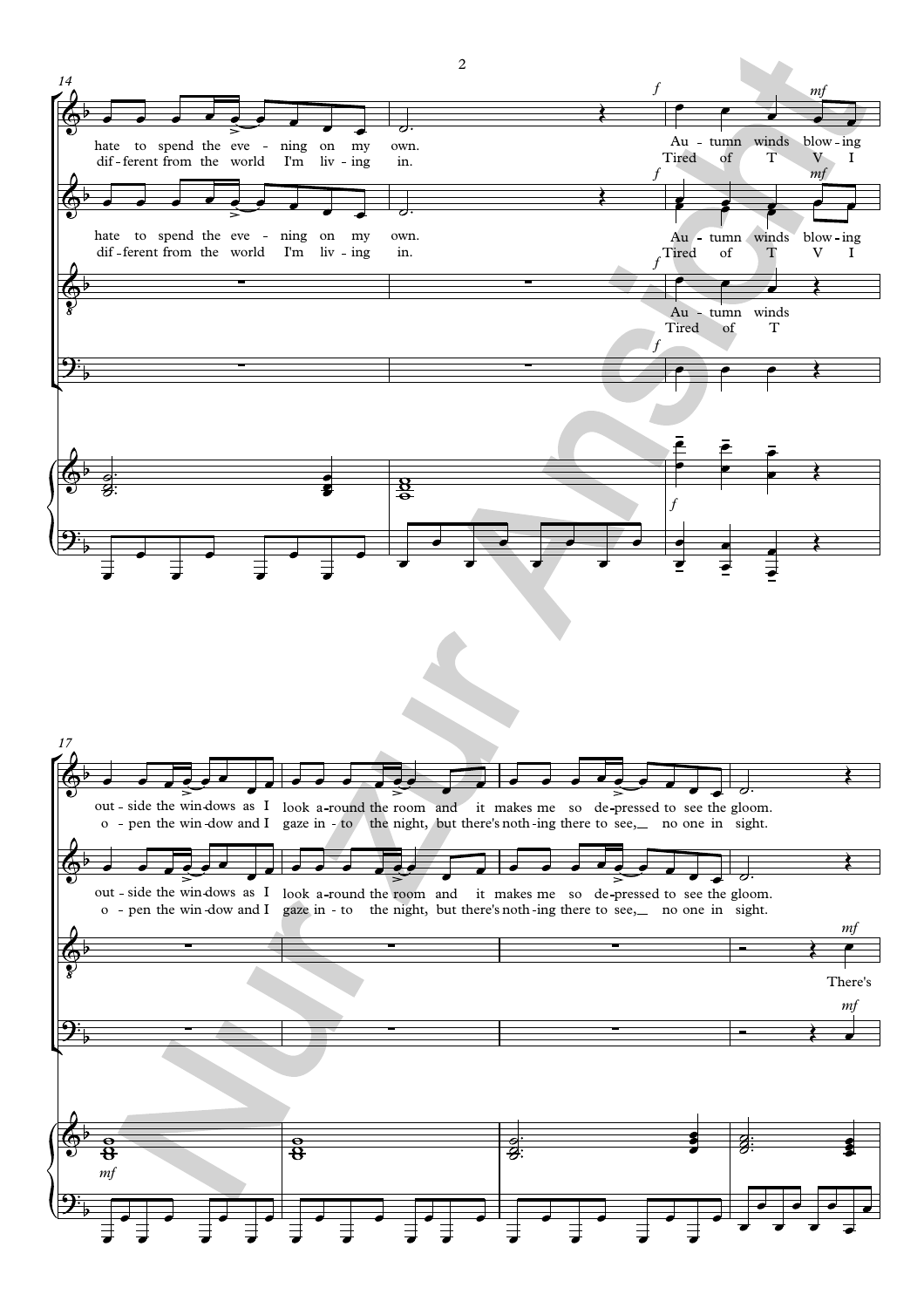14

hate to spend the eve - ning on my own.
dif - ferent from the world I'm liv - ing in.

Au - tumn winds blow - ing
Tired of T V I

Au - tumn winds
Tired of T

17

out - side the win - dows as I look a - round the room and it makes me so de - pressed to see the gloom.
o - pen the win - dow and I gaze in - to the night, but there's noth - ing there to see, no one in sight.

There's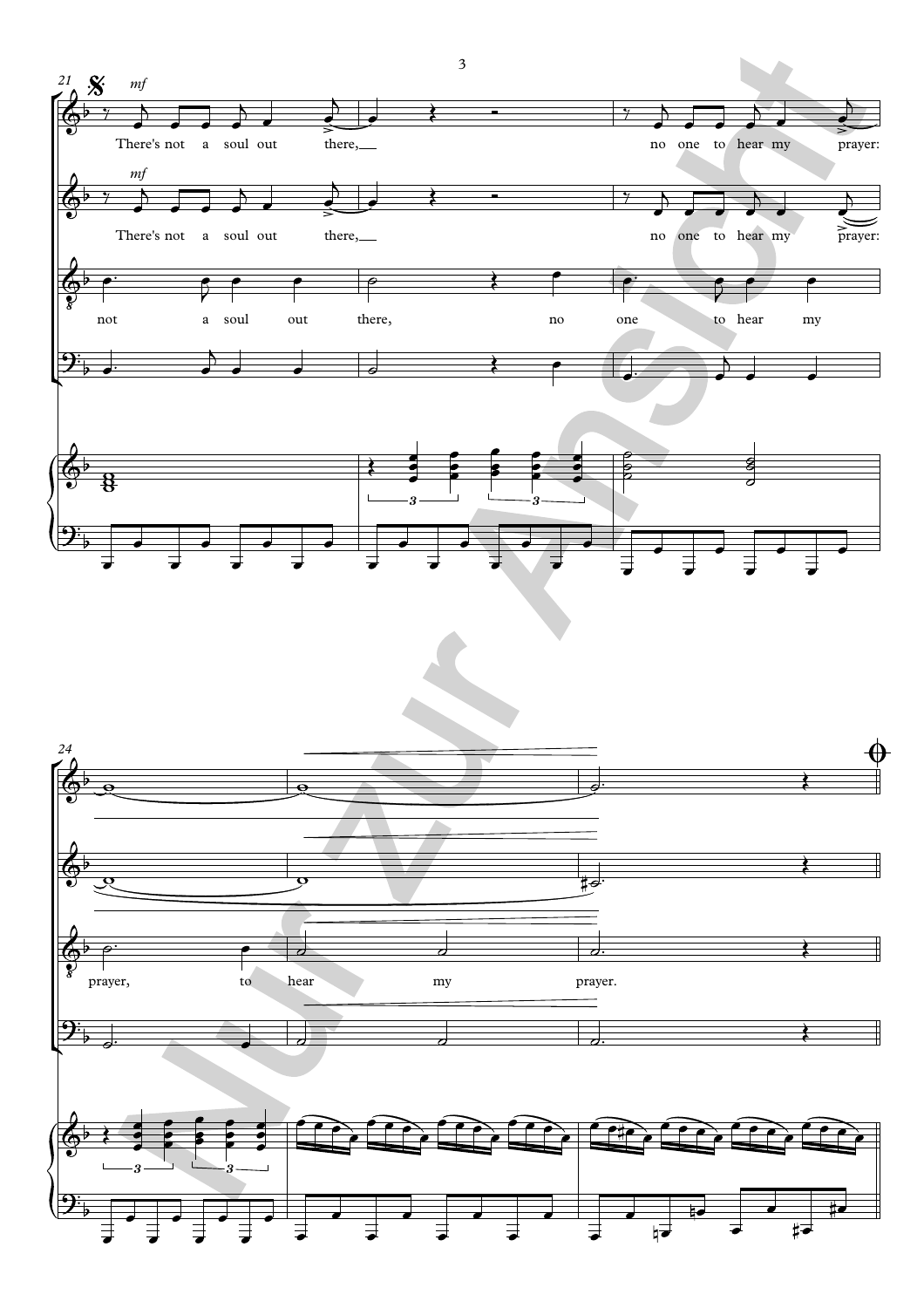There's not a soul out there, no one to hear my prayer:

There's not a soul out there, no one to hear my prayer:

not a soul out there, no one to hear my

prayer,

prayer, to hear my prayer.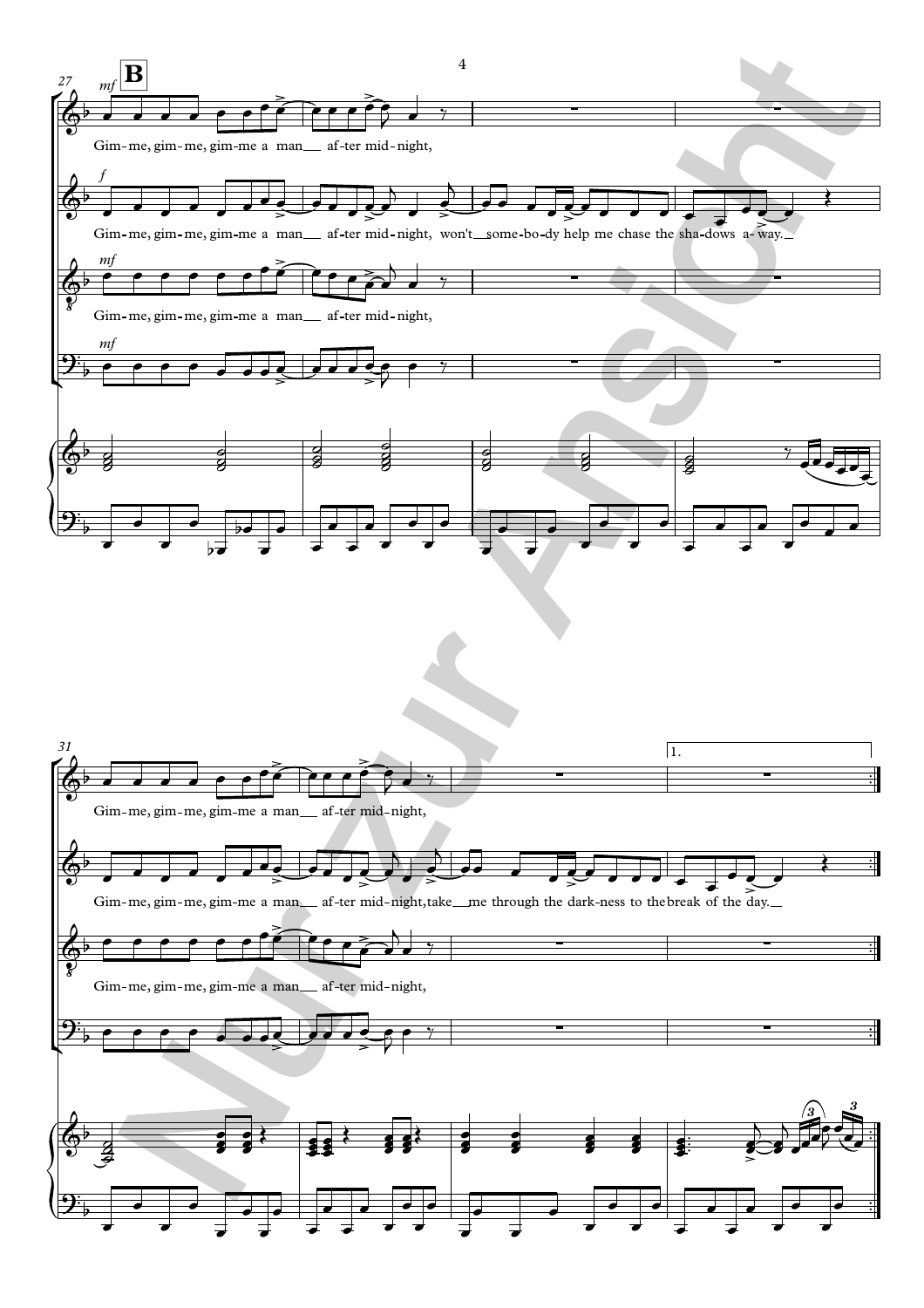**B**

27

*mf*

Gim-me, gim-me, gim-me a man__ af-ter mid-night,

*f*

Gim-me, gim-me, gim-me a man__ af-ter mid-night, won't__some-bo-dy help me chase the sha-dows a-way.__

*mf*

Gim-me, gim-me, gim-me a man__ af-ter mid-night,

*mf*

31

Gim-me, gim-me, gim-me a man__ af-ter mid-night,

1.

Gim-me, gim-me, gim-me a man__ af-ter mid-night, take__me through the dark-ness to the break of the day.__

Gim-me, gim-me, gim-me a man__ af-ter mid-night,

Nur zur Ansicht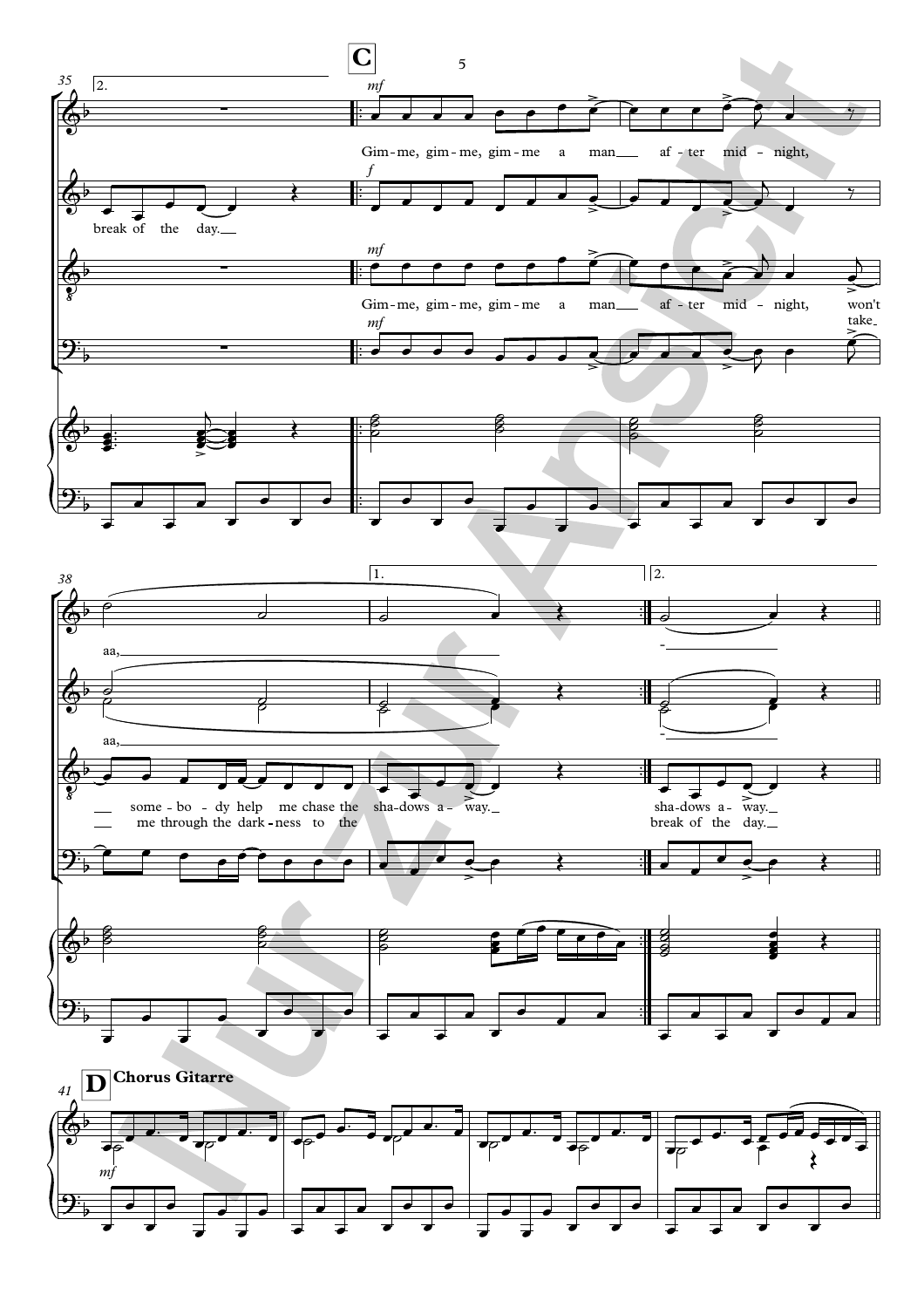**C**

*mf*

Gim - me, gim - me, gim - me a man ___ af - ter mid - night,

aa, ___

break of the day. ___

*f*

aa, ___

*mf*

Gim - me, gim - me, gim - me a man ___ af - ter mid - night, won't take ___

___ some - bo - dy help me chase the sha - dows a - way. ___ sha - dows a - way. ___

___ me through the dark - ness to the break of the day. ___

*mf*

1. 2.

**D** **Chorus Gitarre**

*mf*

Nur zur Ansicht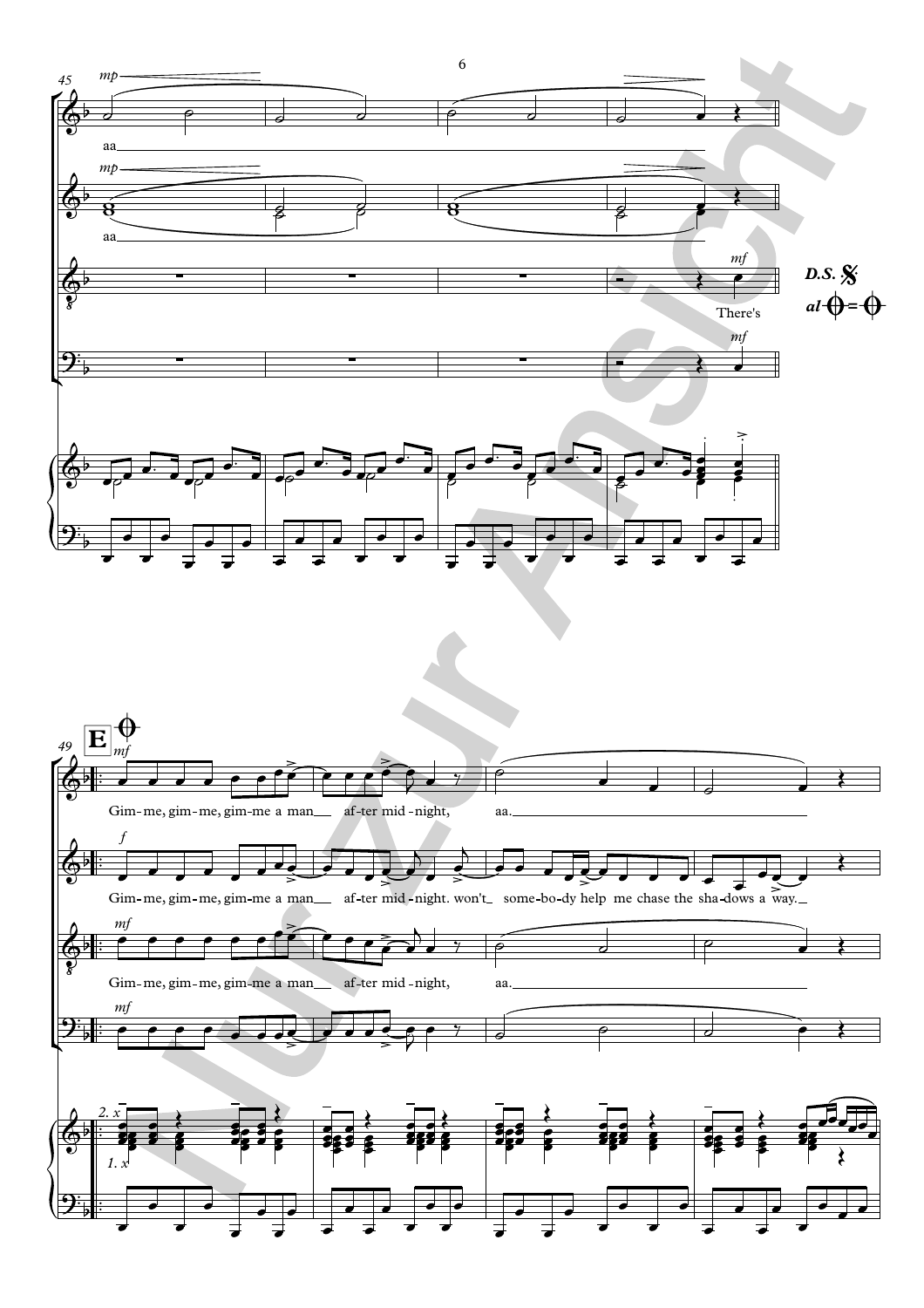45

*mp*

aa

*mp*

aa

*mf*

There's

*mf*

*D.S.* 𝄋 *al* 𝄌 = 𝄌

49 **E** 𝄌

*mf*

Gim-me, gim-me, gim-me a man__ af-ter mid-night, aa.

*f*

Gim-me, gim-me, gim-me a man__ af-ter mid-night. won't__ some-bo-dy help me chase the sha-dows a way.__

*mf*

Gim-me, gim-me, gim-me a man__ af-ter mid-night, aa.

*mf*

2. x

1. x